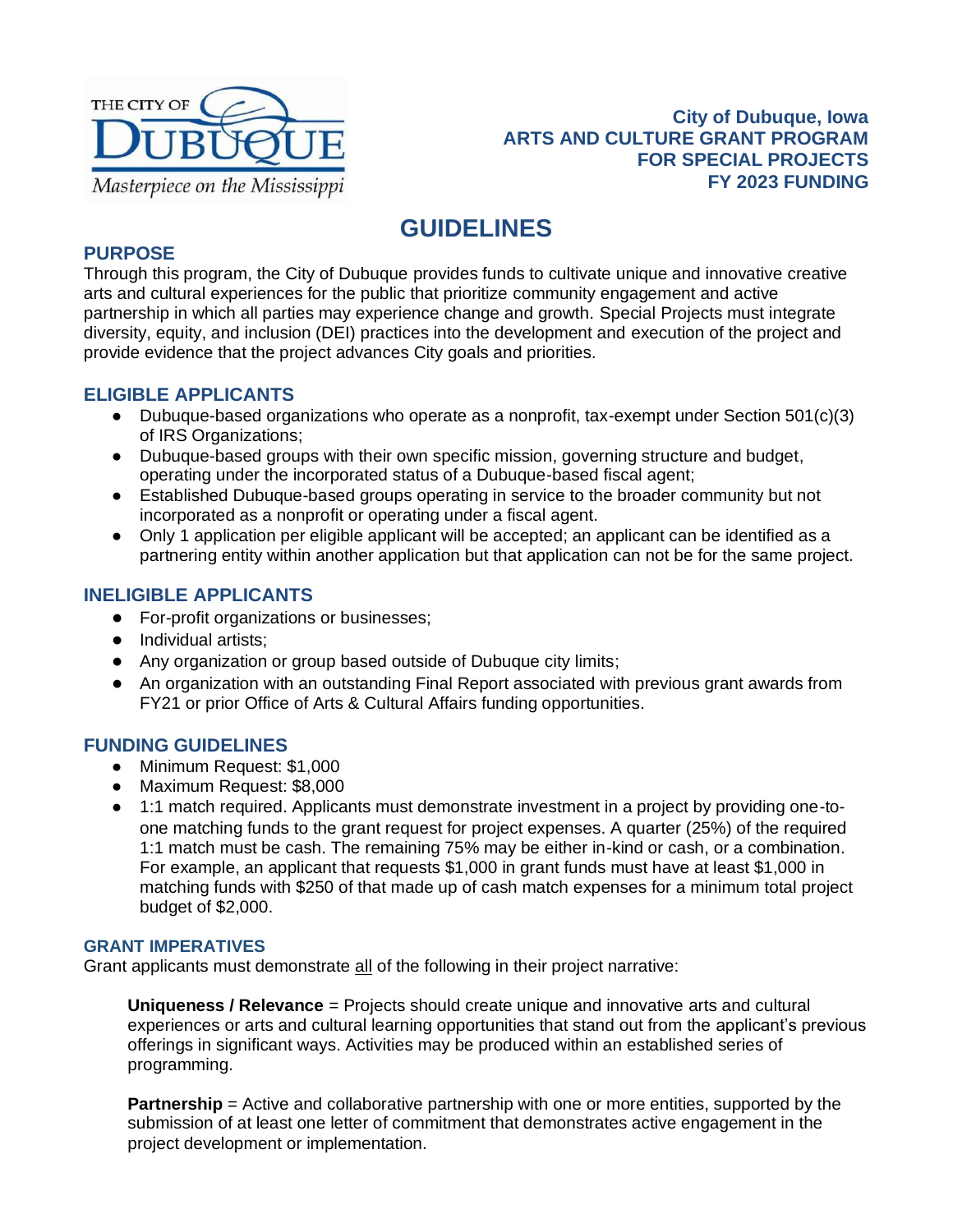THE CITY OF DUBUQUE
*Masterpiece on the Mississippi*

**City of Dubuque, Iowa**
**ARTS AND CULTURE GRANT PROGRAM**
**FOR SPECIAL PROJECTS**
**FY 2023 FUNDING**

# GUIDELINES

## PURPOSE

Through this program, the City of Dubuque provides funds to cultivate unique and innovative creative arts and cultural experiences for the public that prioritize community engagement and active partnership in which all parties may experience change and growth. Special Projects must integrate diversity, equity, and inclusion (DEI) practices into the development and execution of the project and provide evidence that the project advances City goals and priorities.

## ELIGIBLE APPLICANTS

- Dubuque-based organizations who operate as a nonprofit, tax-exempt under Section 501(c)(3) of IRS Organizations;
- Dubuque-based groups with their own specific mission, governing structure and budget, operating under the incorporated status of a Dubuque-based fiscal agent;
- Established Dubuque-based groups operating in service to the broader community but not incorporated as a nonprofit or operating under a fiscal agent.
- Only 1 application per eligible applicant will be accepted; an applicant can be identified as a partnering entity within another application but that application can not be for the same project.

## INELIGIBLE APPLICANTS

- For-profit organizations or businesses;
- Individual artists;
- Any organization or group based outside of Dubuque city limits;
- An organization with an outstanding Final Report associated with previous grant awards from FY21 or prior Office of Arts & Cultural Affairs funding opportunities.

## FUNDING GUIDELINES

- Minimum Request: $1,000
- Maximum Request: $8,000
- 1:1 match required. Applicants must demonstrate investment in a project by providing one-to-one matching funds to the grant request for project expenses. A quarter (25%) of the required 1:1 match must be cash. The remaining 75% may be either in-kind or cash, or a combination. For example, an applicant that requests $1,000 in grant funds must have at least $1,000 in matching funds with $250 of that made up of cash match expenses for a minimum total project budget of $2,000.

### GRANT IMPERATIVES

Grant applicants must demonstrate <u>all</u> of the following in their project narrative:

**Uniqueness / Relevance** = Projects should create unique and innovative arts and cultural experiences or arts and cultural learning opportunities that stand out from the applicant's previous offerings in significant ways. Activities may be produced within an established series of programming.

**Partnership** = Active and collaborative partnership with one or more entities, supported by the submission of at least one letter of commitment that demonstrates active engagement in the project development or implementation.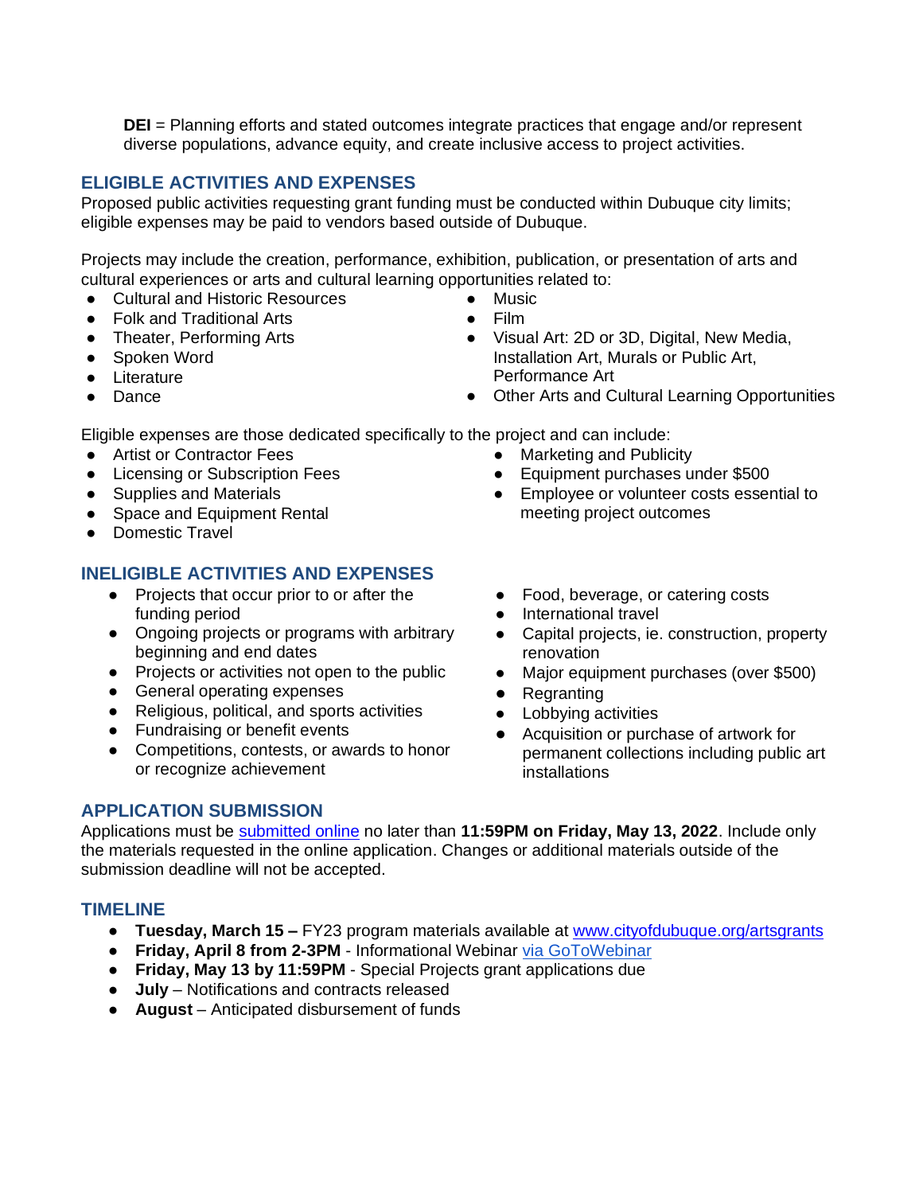**DEI** = Planning efforts and stated outcomes integrate practices that engage and/or represent diverse populations, advance equity, and create inclusive access to project activities.

## ELIGIBLE ACTIVITIES AND EXPENSES

Proposed public activities requesting grant funding must be conducted within Dubuque city limits; eligible expenses may be paid to vendors based outside of Dubuque.

Projects may include the creation, performance, exhibition, publication, or presentation of arts and cultural experiences or arts and cultural learning opportunities related to:

- Cultural and Historic Resources
- Folk and Traditional Arts
- Theater, Performing Arts
- Spoken Word
- Literature
- Dance
- Music
- Film
- Visual Art: 2D or 3D, Digital, New Media, Installation Art, Murals or Public Art, Performance Art
- Other Arts and Cultural Learning Opportunities

Eligible expenses are those dedicated specifically to the project and can include:

- Artist or Contractor Fees
- Licensing or Subscription Fees
- Supplies and Materials
- Space and Equipment Rental
- Domestic Travel
- Marketing and Publicity
- Equipment purchases under $500
- Employee or volunteer costs essential to meeting project outcomes

## INELIGIBLE ACTIVITIES AND EXPENSES

- Projects that occur prior to or after the funding period
- Ongoing projects or programs with arbitrary beginning and end dates
- Projects or activities not open to the public
- General operating expenses
- Religious, political, and sports activities
- Fundraising or benefit events
- Competitions, contests, or awards to honor or recognize achievement
- Food, beverage, or catering costs
- International travel
- Capital projects, ie. construction, property renovation
- Major equipment purchases (over $500)
- Regranting
- Lobbying activities
- Acquisition or purchase of artwork for permanent collections including public art installations

## APPLICATION SUBMISSION

Applications must be submitted online no later than **11:59PM on Friday, May 13, 2022**. Include only the materials requested in the online application. Changes or additional materials outside of the submission deadline will not be accepted.

## TIMELINE

- **Tuesday, March 15 –** FY23 program materials available at www.cityofdubuque.org/artsgrants
- **Friday, April 8 from 2-3PM** - Informational Webinar via GoToWebinar
- **Friday, May 13 by 11:59PM** - Special Projects grant applications due
- **July** – Notifications and contracts released
- **August** – Anticipated disbursement of funds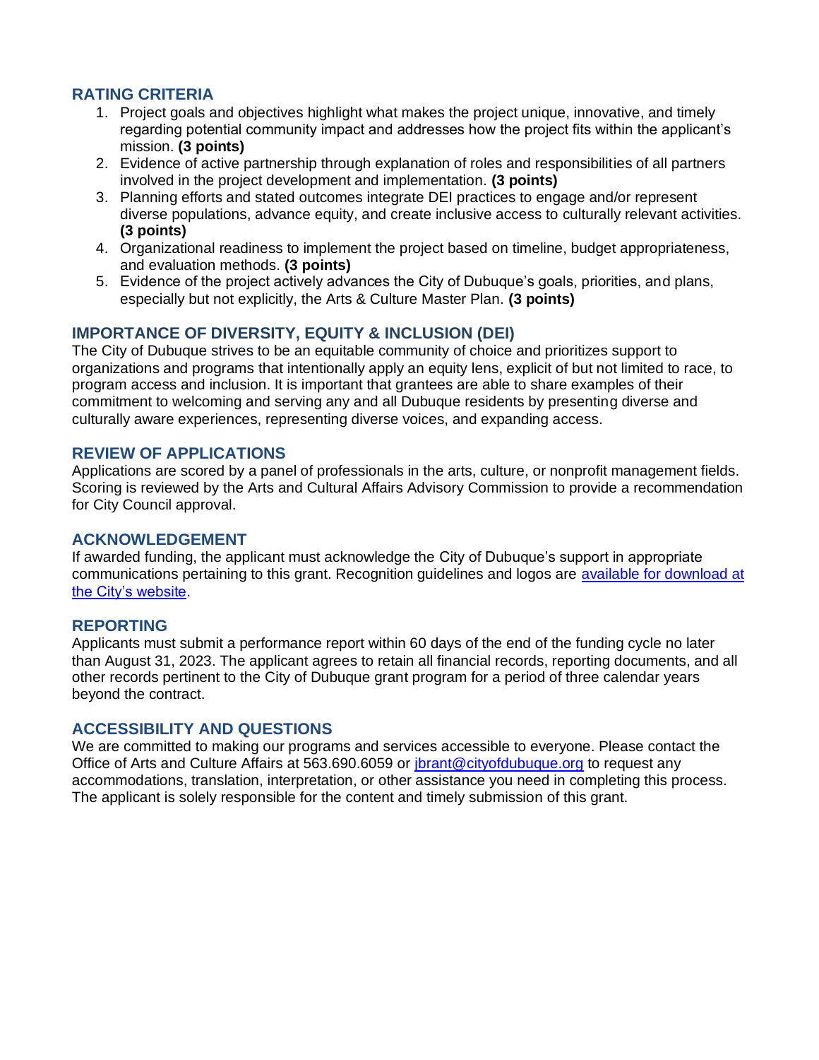## RATING CRITERIA

1. Project goals and objectives highlight what makes the project unique, innovative, and timely regarding potential community impact and addresses how the project fits within the applicant's mission. **(3 points)**
2. Evidence of active partnership through explanation of roles and responsibilities of all partners involved in the project development and implementation. **(3 points)**
3. Planning efforts and stated outcomes integrate DEI practices to engage and/or represent diverse populations, advance equity, and create inclusive access to culturally relevant activities. **(3 points)**
4. Organizational readiness to implement the project based on timeline, budget appropriateness, and evaluation methods. **(3 points)**
5. Evidence of the project actively advances the City of Dubuque's goals, priorities, and plans, especially but not explicitly, the Arts & Culture Master Plan. **(3 points)**

## IMPORTANCE OF DIVERSITY, EQUITY & INCLUSION (DEI)

The City of Dubuque strives to be an equitable community of choice and prioritizes support to organizations and programs that intentionally apply an equity lens, explicit of but not limited to race, to program access and inclusion. It is important that grantees are able to share examples of their commitment to welcoming and serving any and all Dubuque residents by presenting diverse and culturally aware experiences, representing diverse voices, and expanding access.

## REVIEW OF APPLICATIONS

Applications are scored by a panel of professionals in the arts, culture, or nonprofit management fields. Scoring is reviewed by the Arts and Cultural Affairs Advisory Commission to provide a recommendation for City Council approval.

## ACKNOWLEDGEMENT

If awarded funding, the applicant must acknowledge the City of Dubuque's support in appropriate communications pertaining to this grant. Recognition guidelines and logos are available for download at the City's website.

## REPORTING

Applicants must submit a performance report within 60 days of the end of the funding cycle no later than August 31, 2023. The applicant agrees to retain all financial records, reporting documents, and all other records pertinent to the City of Dubuque grant program for a period of three calendar years beyond the contract.

## ACCESSIBILITY AND QUESTIONS

We are committed to making our programs and services accessible to everyone. Please contact the Office of Arts and Culture Affairs at 563.690.6059 or jbrant@cityofdubuque.org to request any accommodations, translation, interpretation, or other assistance you need in completing this process. The applicant is solely responsible for the content and timely submission of this grant.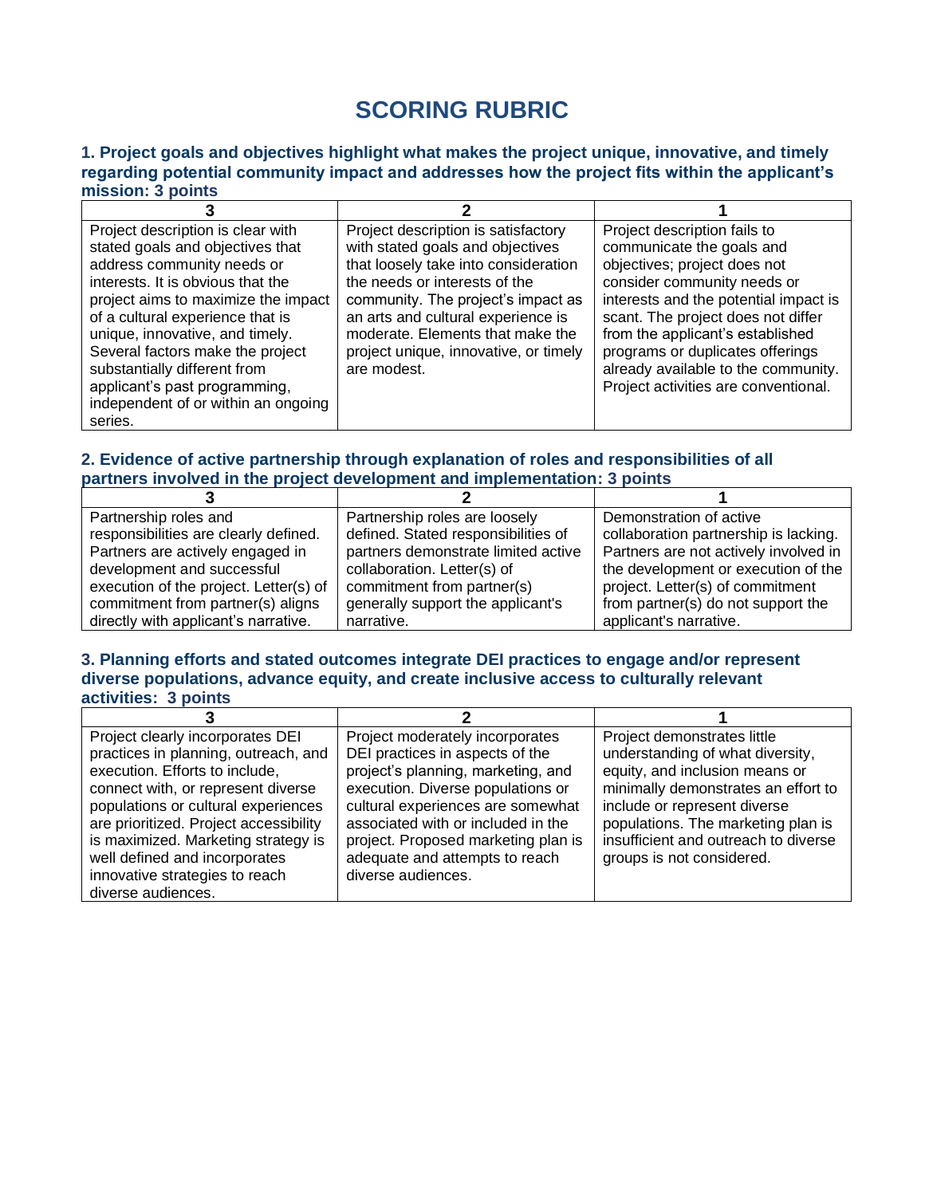# SCORING RUBRIC

### 1. Project goals and objectives highlight what makes the project unique, innovative, and timely regarding potential community impact and addresses how the project fits within the applicant's mission: 3 points

| 3 | 2 | 1 |
|---|---|---|
| Project description is clear with stated goals and objectives that address community needs or interests. It is obvious that the project aims to maximize the impact of a cultural experience that is unique, innovative, and timely. Several factors make the project substantially different from applicant's past programming, independent of or within an ongoing series. | Project description is satisfactory with stated goals and objectives that loosely take into consideration the needs or interests of the community. The project's impact as an arts and cultural experience is moderate. Elements that make the project unique, innovative, or timely are modest. | Project description fails to communicate the goals and objectives; project does not consider community needs or interests and the potential impact is scant. The project does not differ from the applicant's established programs or duplicates offerings already available to the community. Project activities are conventional. |

### 2. Evidence of active partnership through explanation of roles and responsibilities of all partners involved in the project development and implementation: 3 points

| 3 | 2 | 1 |
|---|---|---|
| Partnership roles and responsibilities are clearly defined. Partners are actively engaged in development and successful execution of the project. Letter(s) of commitment from partner(s) aligns directly with applicant's narrative. | Partnership roles are loosely defined. Stated responsibilities of partners demonstrate limited active collaboration. Letter(s) of commitment from partner(s) generally support the applicant's narrative. | Demonstration of active collaboration partnership is lacking. Partners are not actively involved in the development or execution of the project. Letter(s) of commitment from partner(s) do not support the applicant's narrative. |

### 3. Planning efforts and stated outcomes integrate DEI practices to engage and/or represent diverse populations, advance equity, and create inclusive access to culturally relevant activities: 3 points

| 3 | 2 | 1 |
|---|---|---|
| Project clearly incorporates DEI practices in planning, outreach, and execution. Efforts to include, connect with, or represent diverse populations or cultural experiences are prioritized. Project accessibility is maximized. Marketing strategy is well defined and incorporates innovative strategies to reach diverse audiences. | Project moderately incorporates DEI practices in aspects of the project's planning, marketing, and execution. Diverse populations or cultural experiences are somewhat associated with or included in the project. Proposed marketing plan is adequate and attempts to reach diverse audiences. | Project demonstrates little understanding of what diversity, equity, and inclusion means or minimally demonstrates an effort to include or represent diverse populations. The marketing plan is insufficient and outreach to diverse groups is not considered. |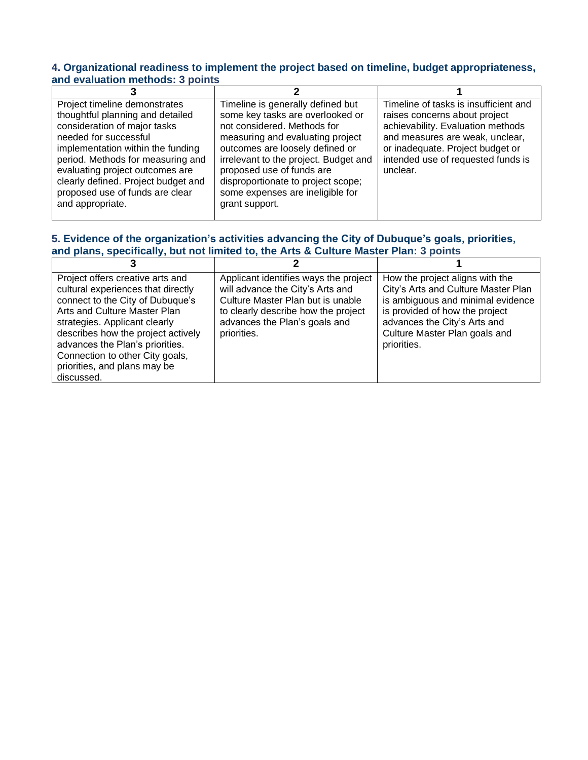### 4. Organizational readiness to implement the project based on timeline, budget appropriateness, and evaluation methods: 3 points

| 3 | 2 | 1 |
|---|---|---|
| Project timeline demonstrates thoughtful planning and detailed consideration of major tasks needed for successful implementation within the funding period. Methods for measuring and evaluating project outcomes are clearly defined. Project budget and proposed use of funds are clear and appropriate. | Timeline is generally defined but some key tasks are overlooked or not considered. Methods for measuring and evaluating project outcomes are loosely defined or irrelevant to the project. Budget and proposed use of funds are disproportionate to project scope; some expenses are ineligible for grant support. | Timeline of tasks is insufficient and raises concerns about project achievability. Evaluation methods and measures are weak, unclear, or inadequate. Project budget or intended use of requested funds is unclear. |

### 5. Evidence of the organization's activities advancing the City of Dubuque's goals, priorities, and plans, specifically, but not limited to, the Arts & Culture Master Plan: 3 points

| 3 | 2 | 1 |
|---|---|---|
| Project offers creative arts and cultural experiences that directly connect to the City of Dubuque's Arts and Culture Master Plan strategies. Applicant clearly describes how the project actively advances the Plan's priorities. Connection to other City goals, priorities, and plans may be discussed. | Applicant identifies ways the project will advance the City's Arts and Culture Master Plan but is unable to clearly describe how the project advances the Plan's goals and priorities. | How the project aligns with the City's Arts and Culture Master Plan is ambiguous and minimal evidence is provided of how the project advances the City's Arts and Culture Master Plan goals and priorities. |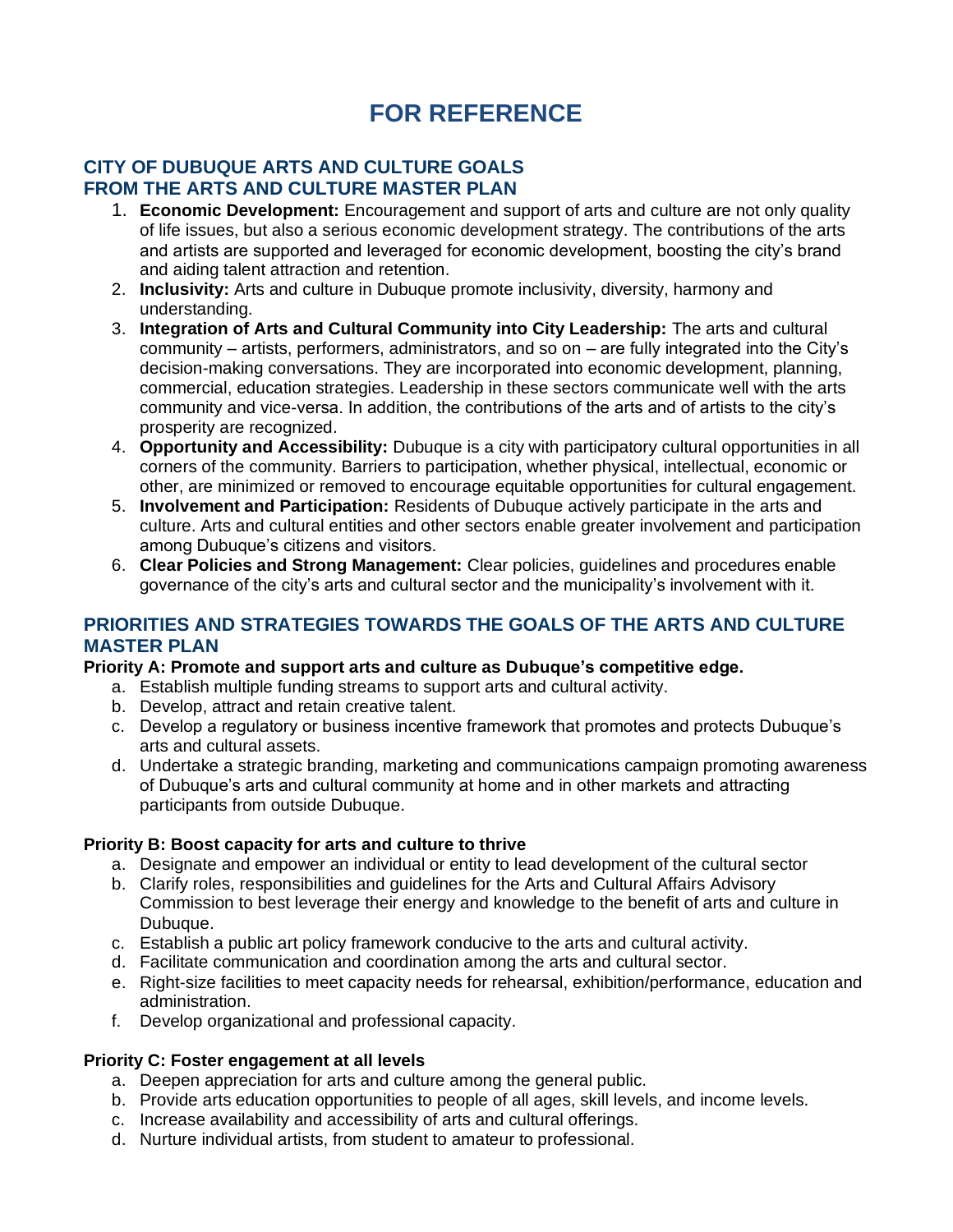# FOR REFERENCE

## CITY OF DUBUQUE ARTS AND CULTURE GOALS FROM THE ARTS AND CULTURE MASTER PLAN

1. **Economic Development:** Encouragement and support of arts and culture are not only quality of life issues, but also a serious economic development strategy. The contributions of the arts and artists are supported and leveraged for economic development, boosting the city's brand and aiding talent attraction and retention.
2. **Inclusivity:** Arts and culture in Dubuque promote inclusivity, diversity, harmony and understanding.
3. **Integration of Arts and Cultural Community into City Leadership:** The arts and cultural community – artists, performers, administrators, and so on – are fully integrated into the City's decision-making conversations. They are incorporated into economic development, planning, commercial, education strategies. Leadership in these sectors communicate well with the arts community and vice-versa. In addition, the contributions of the arts and of artists to the city's prosperity are recognized.
4. **Opportunity and Accessibility:** Dubuque is a city with participatory cultural opportunities in all corners of the community. Barriers to participation, whether physical, intellectual, economic or other, are minimized or removed to encourage equitable opportunities for cultural engagement.
5. **Involvement and Participation:** Residents of Dubuque actively participate in the arts and culture. Arts and cultural entities and other sectors enable greater involvement and participation among Dubuque's citizens and visitors.
6. **Clear Policies and Strong Management:** Clear policies, guidelines and procedures enable governance of the city's arts and cultural sector and the municipality's involvement with it.

## PRIORITIES AND STRATEGIES TOWARDS THE GOALS OF THE ARTS AND CULTURE MASTER PLAN

**Priority A: Promote and support arts and culture as Dubuque's competitive edge.**

a. Establish multiple funding streams to support arts and cultural activity.
b. Develop, attract and retain creative talent.
c. Develop a regulatory or business incentive framework that promotes and protects Dubuque's arts and cultural assets.
d. Undertake a strategic branding, marketing and communications campaign promoting awareness of Dubuque's arts and cultural community at home and in other markets and attracting participants from outside Dubuque.

**Priority B: Boost capacity for arts and culture to thrive**

a. Designate and empower an individual or entity to lead development of the cultural sector
b. Clarify roles, responsibilities and guidelines for the Arts and Cultural Affairs Advisory Commission to best leverage their energy and knowledge to the benefit of arts and culture in Dubuque.
c. Establish a public art policy framework conducive to the arts and cultural activity.
d. Facilitate communication and coordination among the arts and cultural sector.
e. Right-size facilities to meet capacity needs for rehearsal, exhibition/performance, education and administration.
f. Develop organizational and professional capacity.

**Priority C: Foster engagement at all levels**

a. Deepen appreciation for arts and culture among the general public.
b. Provide arts education opportunities to people of all ages, skill levels, and income levels.
c. Increase availability and accessibility of arts and cultural offerings.
d. Nurture individual artists, from student to amateur to professional.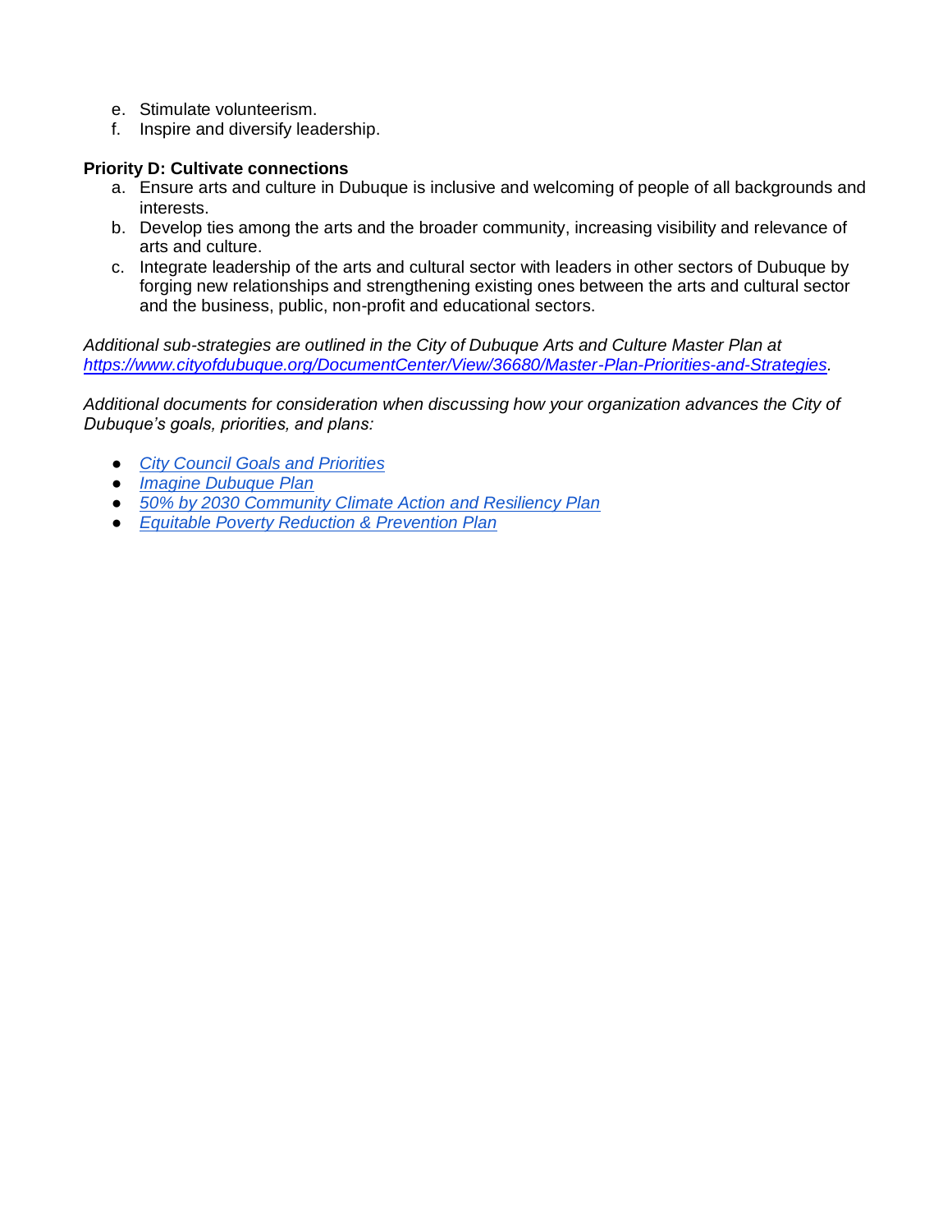e. Stimulate volunteerism.
f. Inspire and diversify leadership.

**Priority D: Cultivate connections**

a. Ensure arts and culture in Dubuque is inclusive and welcoming of people of all backgrounds and interests.
b. Develop ties among the arts and the broader community, increasing visibility and relevance of arts and culture.
c. Integrate leadership of the arts and cultural sector with leaders in other sectors of Dubuque by forging new relationships and strengthening existing ones between the arts and cultural sector and the business, public, non-profit and educational sectors.

*Additional sub-strategies are outlined in the City of Dubuque Arts and Culture Master Plan at [https://www.cityofdubuque.org/DocumentCenter/View/36680/Master-Plan-Priorities-and-Strategies](https://www.cityofdubuque.org/DocumentCenter/View/36680/Master-Plan-Priorities-and-Strategies).*

*Additional documents for consideration when discussing how your organization advances the City of Dubuque's goals, priorities, and plans:*

- *City Council Goals and Priorities*
- *Imagine Dubuque Plan*
- *50% by 2030 Community Climate Action and Resiliency Plan*
- *Equitable Poverty Reduction & Prevention Plan*